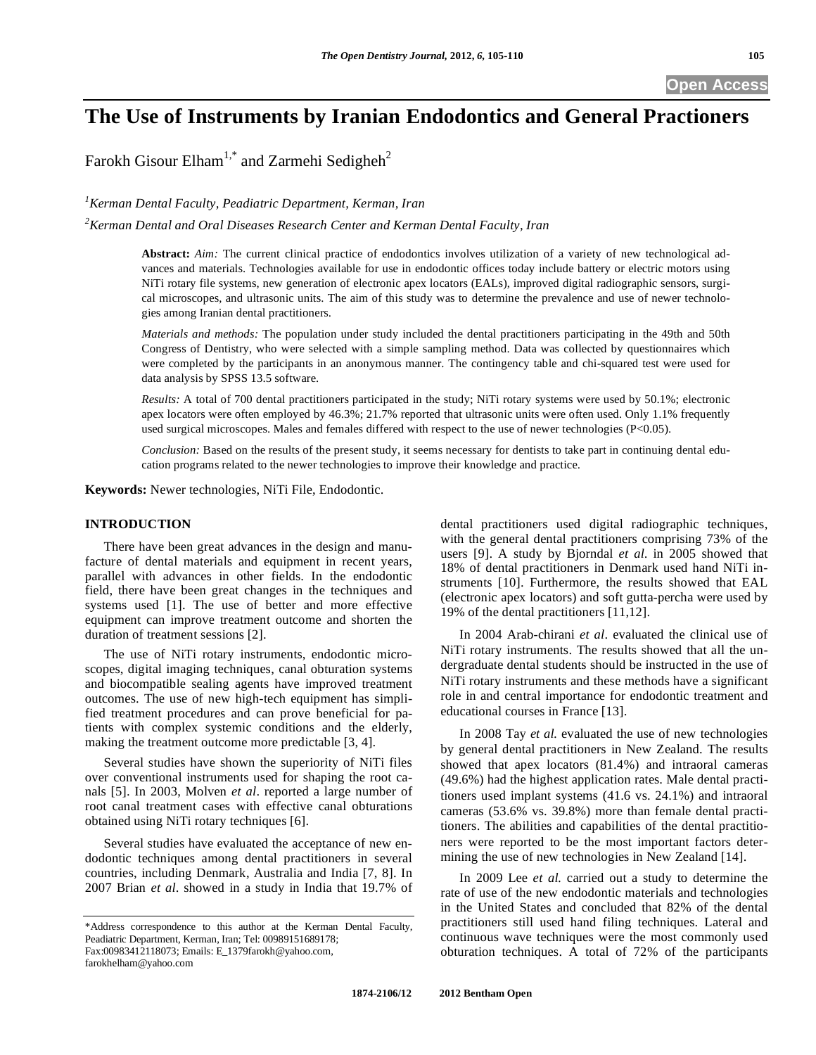# The Use of Instruments by Iranian Endodontics and General Practioners

Farokh Gisour Elham[1,*] and Zarmehi Sedigheh[2]

[1]*Kerman Dental Faculty, Peadiatric Department, Kerman, Iran*

[2]*Kerman Dental and Oral Diseases Research Center and Kerman Dental Faculty, Iran*

**Abstract:** *Aim:* The current clinical practice of endodontics involves utilization of a variety of new technological advances and materials. Technologies available for use in endodontic offices today include battery or electric motors using NiTi rotary file systems, new generation of electronic apex locators (EALs), improved digital radiographic sensors, surgical microscopes, and ultrasonic units. The aim of this study was to determine the prevalence and use of newer technologies among Iranian dental practitioners.

*Materials and methods:* The population under study included the dental practitioners participating in the 49th and 50th Congress of Dentistry, who were selected with a simple sampling method. Data was collected by questionnaires which were completed by the participants in an anonymous manner. The contingency table and chi-squared test were used for data analysis by SPSS 13.5 software.

*Results:* A total of 700 dental practitioners participated in the study; NiTi rotary systems were used by 50.1%; electronic apex locators were often employed by 46.3%; 21.7% reported that ultrasonic units were often used. Only 1.1% frequently used surgical microscopes. Males and females differed with respect to the use of newer technologies ($P<0.05$).

*Conclusion:* Based on the results of the present study, it seems necessary for dentists to take part in continuing dental education programs related to the newer technologies to improve their knowledge and practice.

**Keywords:** Newer technologies, NiTi File, Endodontic.

## INTRODUCTION

There have been great advances in the design and manufacture of dental materials and equipment in recent years, parallel with advances in other fields. In the endodontic field, there have been great changes in the techniques and systems used [1]. The use of better and more effective equipment can improve treatment outcome and shorten the duration of treatment sessions [2].

The use of NiTi rotary instruments, endodontic microscopes, digital imaging techniques, canal obturation systems and biocompatible sealing agents have improved treatment outcomes. The use of new high-tech equipment has simplified treatment procedures and can prove beneficial for patients with complex systemic conditions and the elderly, making the treatment outcome more predictable [3, 4].

Several studies have shown the superiority of NiTi files over conventional instruments used for shaping the root canals [5]. In 2003, Molven *et al*. reported a large number of root canal treatment cases with effective canal obturations obtained using NiTi rotary techniques [6].

Several studies have evaluated the acceptance of new endodontic techniques among dental practitioners in several countries, including Denmark, Australia and India [7, 8]. In 2007 Brian *et al*. showed in a study in India that 19.7% of dental practitioners used digital radiographic techniques, with the general dental practitioners comprising 73% of the users [9]. A study by Bjorndal *et al.* in 2005 showed that 18% of dental practitioners in Denmark used hand NiTi instruments [10]. Furthermore, the results showed that EAL (electronic apex locators) and soft gutta-percha were used by 19% of the dental practitioners [11,12].

In 2004 Arab-chirani *et al*. evaluated the clinical use of NiTi rotary instruments. The results showed that all the undergraduate dental students should be instructed in the use of NiTi rotary instruments and these methods have a significant role in and central importance for endodontic treatment and educational courses in France [13].

In 2008 Tay *et al.* evaluated the use of new technologies by general dental practitioners in New Zealand. The results showed that apex locators (81.4%) and intraoral cameras (49.6%) had the highest application rates. Male dental practitioners used implant systems (41.6 vs. 24.1%) and intraoral cameras (53.6% vs. 39.8%) more than female dental practitioners. The abilities and capabilities of the dental practitioners were reported to be the most important factors determining the use of new technologies in New Zealand [14].

In 2009 Lee *et al.* carried out a study to determine the rate of use of the new endodontic materials and technologies in the United States and concluded that 82% of the dental practitioners still used hand filing techniques. Lateral and continuous wave techniques were the most commonly used obturation techniques. A total of 72% of the participants

*Address correspondence to this author at the Kerman Dental Faculty, Peadiatric Department, Kerman, Iran; Tel: 00989151689178; Fax:00983412118073; Emails: E_1379farokh@yahoo.com, farokhelham@yahoo.com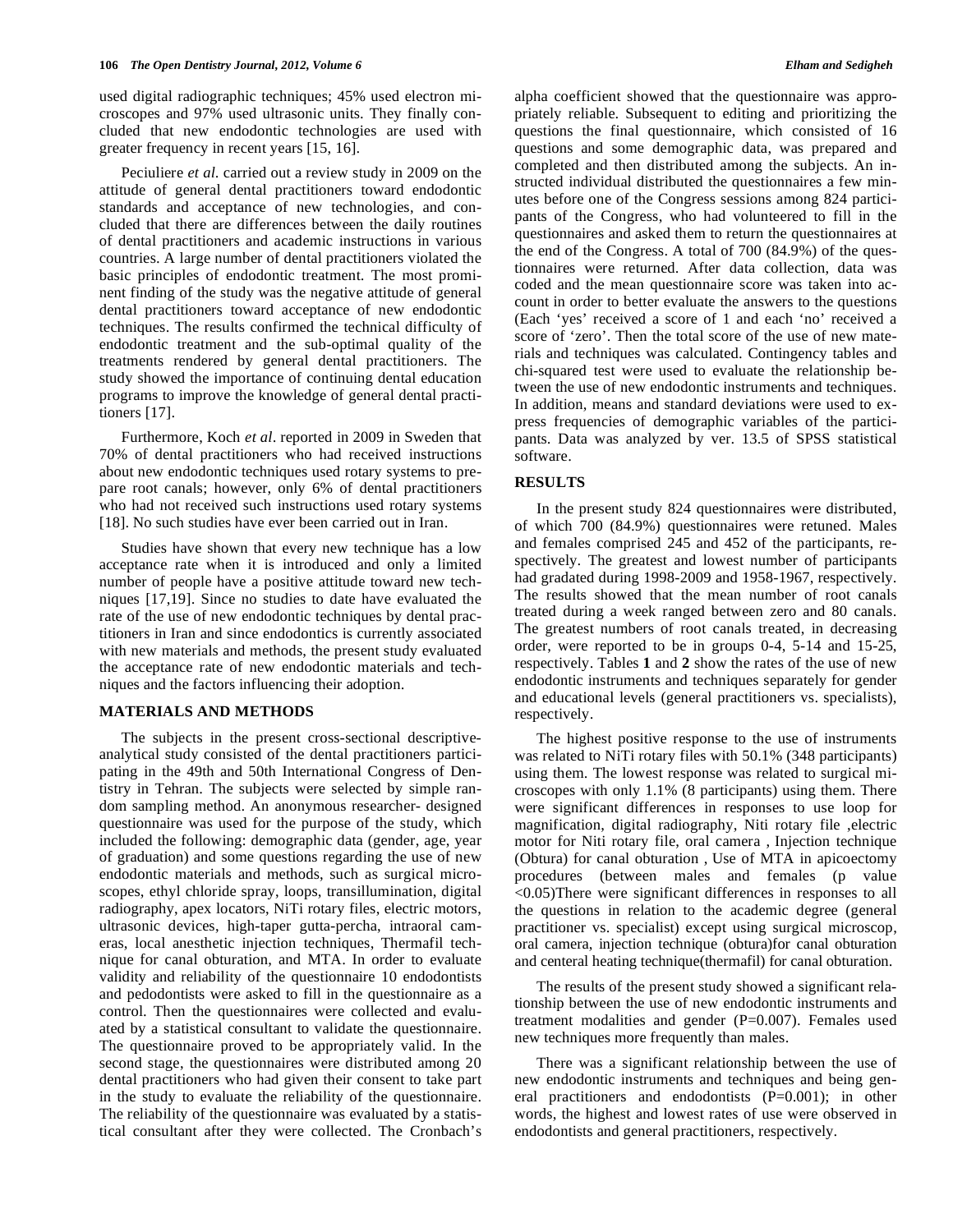used digital radiographic techniques; 45% used electron microscopes and 97% used ultrasonic units. They finally concluded that new endodontic technologies are used with greater frequency in recent years [15, 16].

Peciuliere *et al.* carried out a review study in 2009 on the attitude of general dental practitioners toward endodontic standards and acceptance of new technologies, and concluded that there are differences between the daily routines of dental practitioners and academic instructions in various countries. A large number of dental practitioners violated the basic principles of endodontic treatment. The most prominent finding of the study was the negative attitude of general dental practitioners toward acceptance of new endodontic techniques. The results confirmed the technical difficulty of endodontic treatment and the sub-optimal quality of the treatments rendered by general dental practitioners. The study showed the importance of continuing dental education programs to improve the knowledge of general dental practitioners [17].

Furthermore, Koch *et al*. reported in 2009 in Sweden that 70% of dental practitioners who had received instructions about new endodontic techniques used rotary systems to prepare root canals; however, only 6% of dental practitioners who had not received such instructions used rotary systems [18]. No such studies have ever been carried out in Iran.

Studies have shown that every new technique has a low acceptance rate when it is introduced and only a limited number of people have a positive attitude toward new techniques [17,19]. Since no studies to date have evaluated the rate of the use of new endodontic techniques by dental practitioners in Iran and since endodontics is currently associated with new materials and methods, the present study evaluated the acceptance rate of new endodontic materials and techniques and the factors influencing their adoption.

## MATERIALS AND METHODS

The subjects in the present cross-sectional descriptive-analytical study consisted of the dental practitioners participating in the 49th and 50th International Congress of Dentistry in Tehran. The subjects were selected by simple random sampling method. An anonymous researcher- designed questionnaire was used for the purpose of the study, which included the following: demographic data (gender, age, year of graduation) and some questions regarding the use of new endodontic materials and methods, such as surgical microscopes, ethyl chloride spray, loops, transillumination, digital radiography, apex locators, NiTi rotary files, electric motors, ultrasonic devices, high-taper gutta-percha, intraoral cameras, local anesthetic injection techniques, Thermafil technique for canal obturation, and MTA. In order to evaluate validity and reliability of the questionnaire 10 endodontists and pedodontists were asked to fill in the questionnaire as a control. Then the questionnaires were collected and evaluated by a statistical consultant to validate the questionnaire. The questionnaire proved to be appropriately valid. In the second stage, the questionnaires were distributed among 20 dental practitioners who had given their consent to take part in the study to evaluate the reliability of the questionnaire. The reliability of the questionnaire was evaluated by a statistical consultant after they were collected. The Cronbach's alpha coefficient showed that the questionnaire was appropriately reliable. Subsequent to editing and prioritizing the questions the final questionnaire, which consisted of 16 questions and some demographic data, was prepared and completed and then distributed among the subjects. An instructed individual distributed the questionnaires a few minutes before one of the Congress sessions among 824 participants of the Congress, who had volunteered to fill in the questionnaires and asked them to return the questionnaires at the end of the Congress. A total of 700 (84.9%) of the questionnaires were returned. After data collection, data was coded and the mean questionnaire score was taken into account in order to better evaluate the answers to the questions (Each 'yes' received a score of 1 and each 'no' received a score of 'zero'. Then the total score of the use of new materials and techniques was calculated. Contingency tables and chi-squared test were used to evaluate the relationship between the use of new endodontic instruments and techniques. In addition, means and standard deviations were used to express frequencies of demographic variables of the participants. Data was analyzed by ver. 13.5 of SPSS statistical software.

## RESULTS

In the present study 824 questionnaires were distributed, of which 700 (84.9%) questionnaires were retuned. Males and females comprised 245 and 452 of the participants, respectively. The greatest and lowest number of participants had gradated during 1998-2009 and 1958-1967, respectively. The results showed that the mean number of root canals treated during a week ranged between zero and 80 canals. The greatest numbers of root canals treated, in decreasing order, were reported to be in groups 0-4, 5-14 and 15-25, respectively. Tables **1** and **2** show the rates of the use of new endodontic instruments and techniques separately for gender and educational levels (general practitioners vs. specialists), respectively.

The highest positive response to the use of instruments was related to NiTi rotary files with 50.1% (348 participants) using them. The lowest response was related to surgical microscopes with only 1.1% (8 participants) using them. There were significant differences in responses to use loop for magnification, digital radiography, Niti rotary file ,electric motor for Niti rotary file, oral camera , Injection technique (Obtura) for canal obturation , Use of MTA in apicoectomy procedures (between males and females (p value <0.05)There were significant differences in responses to all the questions in relation to the academic degree (general practitioner vs. specialist) except using surgical microscop, oral camera, injection technique (obtura)for canal obturation and centeral heating technique(thermafil) for canal obturation.

The results of the present study showed a significant relationship between the use of new endodontic instruments and treatment modalities and gender (P=0.007). Females used new techniques more frequently than males.

There was a significant relationship between the use of new endodontic instruments and techniques and being general practitioners and endodontists (P=0.001); in other words, the highest and lowest rates of use were observed in endodontists and general practitioners, respectively.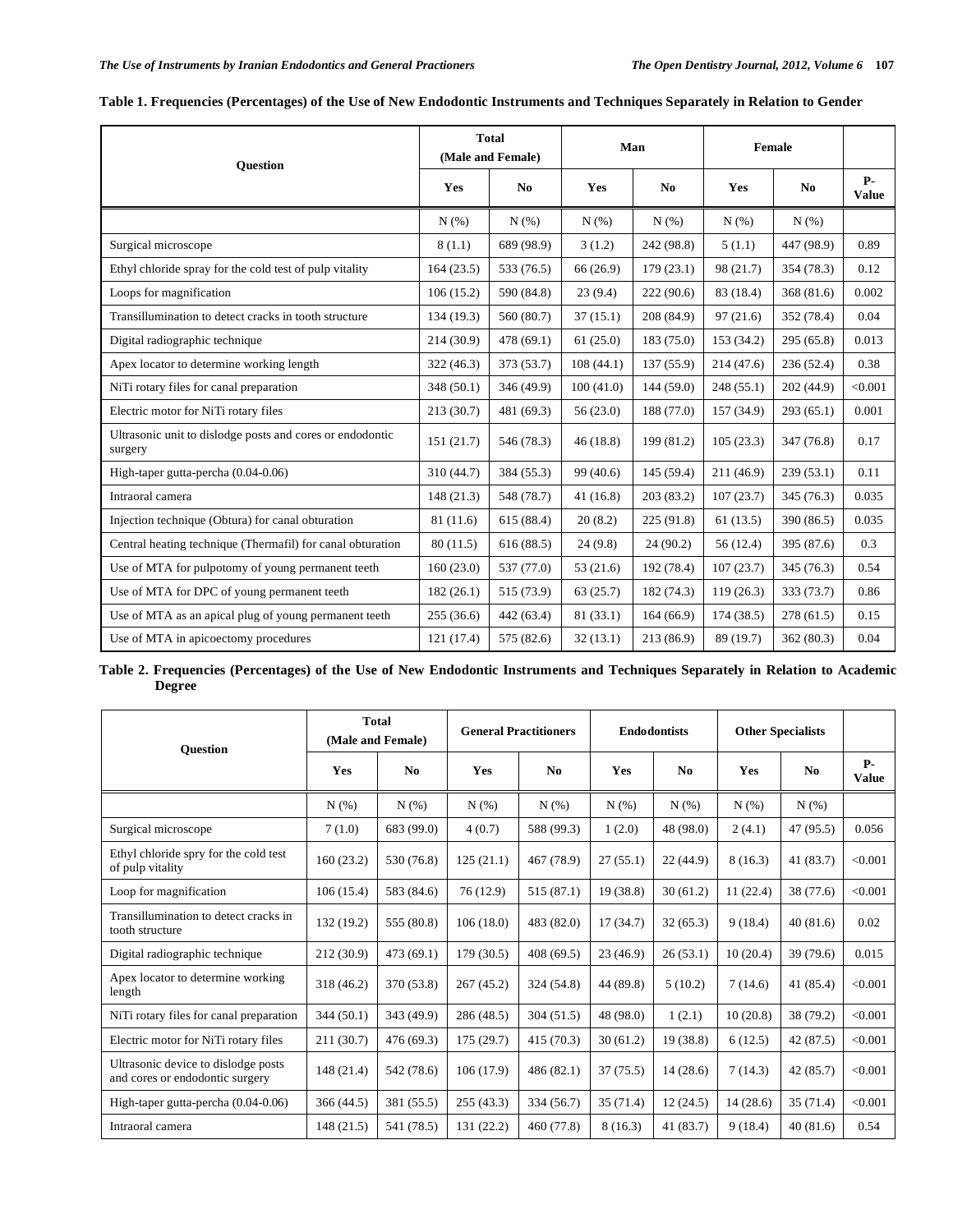**Table 1. Frequencies (Percentages) of the Use of New Endodontic Instruments and Techniques Separately in Relation to Gender**

| Question | Total (Male and Female) | | Man | | Female | | |
|---|---|---|---|---|---|---|---|
| | Yes | No | Yes | No | Yes | No | P-Value |
| | N (%) | N (%) | N (%) | N (%) | N (%) | N (%) | |
| Surgical microscope | 8 (1.1) | 689 (98.9) | 3 (1.2) | 242 (98.8) | 5 (1.1) | 447 (98.9) | 0.89 |
| Ethyl chloride spray for the cold test of pulp vitality | 164 (23.5) | 533 (76.5) | 66 (26.9) | 179 (23.1) | 98 (21.7) | 354 (78.3) | 0.12 |
| Loops for magnification | 106 (15.2) | 590 (84.8) | 23 (9.4) | 222 (90.6) | 83 (18.4) | 368 (81.6) | 0.002 |
| Transillumination to detect cracks in tooth structure | 134 (19.3) | 560 (80.7) | 37 (15.1) | 208 (84.9) | 97 (21.6) | 352 (78.4) | 0.04 |
| Digital radiographic technique | 214 (30.9) | 478 (69.1) | 61 (25.0) | 183 (75.0) | 153 (34.2) | 295 (65.8) | 0.013 |
| Apex locator to determine working length | 322 (46.3) | 373 (53.7) | 108 (44.1) | 137 (55.9) | 214 (47.6) | 236 (52.4) | 0.38 |
| NiTi rotary files for canal preparation | 348 (50.1) | 346 (49.9) | 100 (41.0) | 144 (59.0) | 248 (55.1) | 202 (44.9) | <0.001 |
| Electric motor for NiTi rotary files | 213 (30.7) | 481 (69.3) | 56 (23.0) | 188 (77.0) | 157 (34.9) | 293 (65.1) | 0.001 |
| Ultrasonic unit to dislodge posts and cores or endodontic surgery | 151 (21.7) | 546 (78.3) | 46 (18.8) | 199 (81.2) | 105 (23.3) | 347 (76.8) | 0.17 |
| High-taper gutta-percha (0.04-0.06) | 310 (44.7) | 384 (55.3) | 99 (40.6) | 145 (59.4) | 211 (46.9) | 239 (53.1) | 0.11 |
| Intraoral camera | 148 (21.3) | 548 (78.7) | 41 (16.8) | 203 (83.2) | 107 (23.7) | 345 (76.3) | 0.035 |
| Injection technique (Obtura) for canal obturation | 81 (11.6) | 615 (88.4) | 20 (8.2) | 225 (91.8) | 61 (13.5) | 390 (86.5) | 0.035 |
| Central heating technique (Thermafil) for canal obturation | 80 (11.5) | 616 (88.5) | 24 (9.8) | 24 (90.2) | 56 (12.4) | 395 (87.6) | 0.3 |
| Use of MTA for pulpotomy of young permanent teeth | 160 (23.0) | 537 (77.0) | 53 (21.6) | 192 (78.4) | 107 (23.7) | 345 (76.3) | 0.54 |
| Use of MTA for DPC of young permanent teeth | 182 (26.1) | 515 (73.9) | 63 (25.7) | 182 (74.3) | 119 (26.3) | 333 (73.7) | 0.86 |
| Use of MTA as an apical plug of young permanent teeth | 255 (36.6) | 442 (63.4) | 81 (33.1) | 164 (66.9) | 174 (38.5) | 278 (61.5) | 0.15 |
| Use of MTA in apicoectomy procedures | 121 (17.4) | 575 (82.6) | 32 (13.1) | 213 (86.9) | 89 (19.7) | 362 (80.3) | 0.04 |

**Table 2. Frequencies (Percentages) of the Use of New Endodontic Instruments and Techniques Separately in Relation to Academic Degree**

| Question | Total (Male and Female) | | General Practitioners | | Endodontists | | Other Specialists | | |
|---|---|---|---|---|---|---|---|---|---|
| | Yes | No | Yes | No | Yes | No | Yes | No | P-Value |
| | N (%) | N (%) | N (%) | N (%) | N (%) | N (%) | N (%) | N (%) | |
| Surgical microscope | 7 (1.0) | 683 (99.0) | 4 (0.7) | 588 (99.3) | 1 (2.0) | 48 (98.0) | 2 (4.1) | 47 (95.5) | 0.056 |
| Ethyl chloride spry for the cold test of pulp vitality | 160 (23.2) | 530 (76.8) | 125 (21.1) | 467 (78.9) | 27 (55.1) | 22 (44.9) | 8 (16.3) | 41 (83.7) | <0.001 |
| Loop for magnification | 106 (15.4) | 583 (84.6) | 76 (12.9) | 515 (87.1) | 19 (38.8) | 30 (61.2) | 11 (22.4) | 38 (77.6) | <0.001 |
| Transillumination to detect cracks in tooth structure | 132 (19.2) | 555 (80.8) | 106 (18.0) | 483 (82.0) | 17 (34.7) | 32 (65.3) | 9 (18.4) | 40 (81.6) | 0.02 |
| Digital radiographic technique | 212 (30.9) | 473 (69.1) | 179 (30.5) | 408 (69.5) | 23 (46.9) | 26 (53.1) | 10 (20.4) | 39 (79.6) | 0.015 |
| Apex locator to determine working length | 318 (46.2) | 370 (53.8) | 267 (45.2) | 324 (54.8) | 44 (89.8) | 5 (10.2) | 7 (14.6) | 41 (85.4) | <0.001 |
| NiTi rotary files for canal preparation | 344 (50.1) | 343 (49.9) | 286 (48.5) | 304 (51.5) | 48 (98.0) | 1 (2.1) | 10 (20.8) | 38 (79.2) | <0.001 |
| Electric motor for NiTi rotary files | 211 (30.7) | 476 (69.3) | 175 (29.7) | 415 (70.3) | 30 (61.2) | 19 (38.8) | 6 (12.5) | 42 (87.5) | <0.001 |
| Ultrasonic device to dislodge posts and cores or endodontic surgery | 148 (21.4) | 542 (78.6) | 106 (17.9) | 486 (82.1) | 37 (75.5) | 14 (28.6) | 7 (14.3) | 42 (85.7) | <0.001 |
| High-taper gutta-percha (0.04-0.06) | 366 (44.5) | 381 (55.5) | 255 (43.3) | 334 (56.7) | 35 (71.4) | 12 (24.5) | 14 (28.6) | 35 (71.4) | <0.001 |
| Intraoral camera | 148 (21.5) | 541 (78.5) | 131 (22.2) | 460 (77.8) | 8 (16.3) | 41 (83.7) | 9 (18.4) | 40 (81.6) | 0.54 |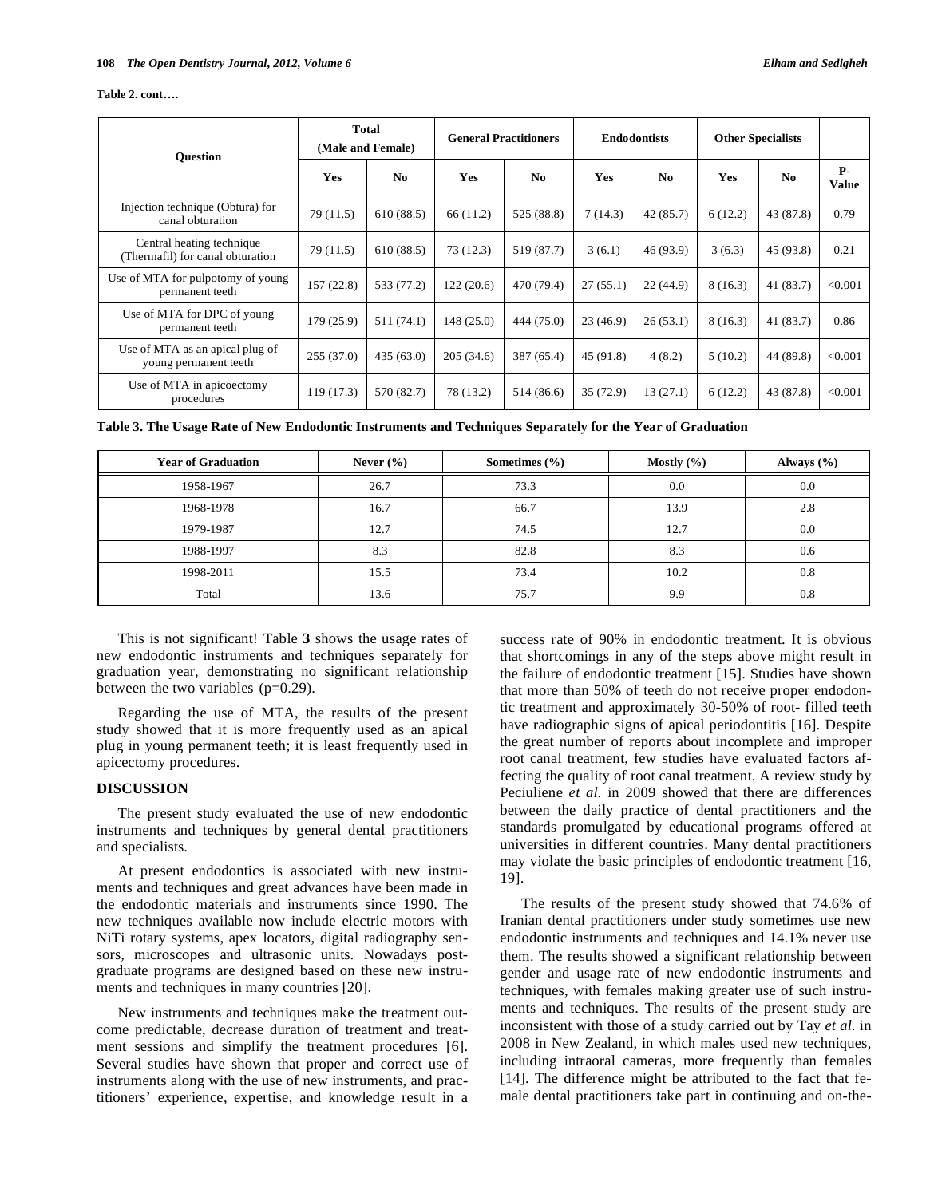**Table 2. cont….**

| Question | Total (Male and Female) | | General Practitioners | | Endodontists | | Other Specialists | | |
|---|---|---|---|---|---|---|---|---|---|
| | Yes | No | Yes | No | Yes | No | Yes | No | P-Value |
| Injection technique (Obtura) for canal obturation | 79 (11.5) | 610 (88.5) | 66 (11.2) | 525 (88.8) | 7 (14.3) | 42 (85.7) | 6 (12.2) | 43 (87.8) | 0.79 |
| Central heating technique (Thermafil) for canal obturation | 79 (11.5) | 610 (88.5) | 73 (12.3) | 519 (87.7) | 3 (6.1) | 46 (93.9) | 3 (6.3) | 45 (93.8) | 0.21 |
| Use of MTA for pulpotomy of young permanent teeth | 157 (22.8) | 533 (77.2) | 122 (20.6) | 470 (79.4) | 27 (55.1) | 22 (44.9) | 8 (16.3) | 41 (83.7) | <0.001 |
| Use of MTA for DPC of young permanent teeth | 179 (25.9) | 511 (74.1) | 148 (25.0) | 444 (75.0) | 23 (46.9) | 26 (53.1) | 8 (16.3) | 41 (83.7) | 0.86 |
| Use of MTA as an apical plug of young permanent teeth | 255 (37.0) | 435 (63.0) | 205 (34.6) | 387 (65.4) | 45 (91.8) | 4 (8.2) | 5 (10.2) | 44 (89.8) | <0.001 |
| Use of MTA in apicoectomy procedures | 119 (17.3) | 570 (82.7) | 78 (13.2) | 514 (86.6) | 35 (72.9) | 13 (27.1) | 6 (12.2) | 43 (87.8) | <0.001 |

**Table 3. The Usage Rate of New Endodontic Instruments and Techniques Separately for the Year of Graduation**

| Year of Graduation | Never (%) | Sometimes (%) | Mostly (%) | Always (%) |
|---|---|---|---|---|
| 1958-1967 | 26.7 | 73.3 | 0.0 | 0.0 |
| 1968-1978 | 16.7 | 66.7 | 13.9 | 2.8 |
| 1979-1987 | 12.7 | 74.5 | 12.7 | 0.0 |
| 1988-1997 | 8.3 | 82.8 | 8.3 | 0.6 |
| 1998-2011 | 15.5 | 73.4 | 10.2 | 0.8 |
| Total | 13.6 | 75.7 | 9.9 | 0.8 |

This is not significant! Table **3** shows the usage rates of new endodontic instruments and techniques separately for graduation year, demonstrating no significant relationship between the two variables (p=0.29).

Regarding the use of MTA, the results of the present study showed that it is more frequently used as an apical plug in young permanent teeth; it is least frequently used in apicectomy procedures.

## DISCUSSION

The present study evaluated the use of new endodontic instruments and techniques by general dental practitioners and specialists.

At present endodontics is associated with new instruments and techniques and great advances have been made in the endodontic materials and instruments since 1990. The new techniques available now include electric motors with NiTi rotary systems, apex locators, digital radiography sensors, microscopes and ultrasonic units. Nowadays postgraduate programs are designed based on these new instruments and techniques in many countries [20].

New instruments and techniques make the treatment outcome predictable, decrease duration of treatment and treatment sessions and simplify the treatment procedures [6]. Several studies have shown that proper and correct use of instruments along with the use of new instruments, and practitioners' experience, expertise, and knowledge result in a success rate of 90% in endodontic treatment. It is obvious that shortcomings in any of the steps above might result in the failure of endodontic treatment [15]. Studies have shown that more than 50% of teeth do not receive proper endodontic treatment and approximately 30-50% of root- filled teeth have radiographic signs of apical periodontitis [16]. Despite the great number of reports about incomplete and improper root canal treatment, few studies have evaluated factors affecting the quality of root canal treatment. A review study by Peciuliene *et al.* in 2009 showed that there are differences between the daily practice of dental practitioners and the standards promulgated by educational programs offered at universities in different countries. Many dental practitioners may violate the basic principles of endodontic treatment [16, 19].

The results of the present study showed that 74.6% of Iranian dental practitioners under study sometimes use new endodontic instruments and techniques and 14.1% never use them. The results showed a significant relationship between gender and usage rate of new endodontic instruments and techniques, with females making greater use of such instruments and techniques. The results of the present study are inconsistent with those of a study carried out by Tay *et al.* in 2008 in New Zealand, in which males used new techniques, including intraoral cameras, more frequently than females [14]. The difference might be attributed to the fact that female dental practitioners take part in continuing and on-the-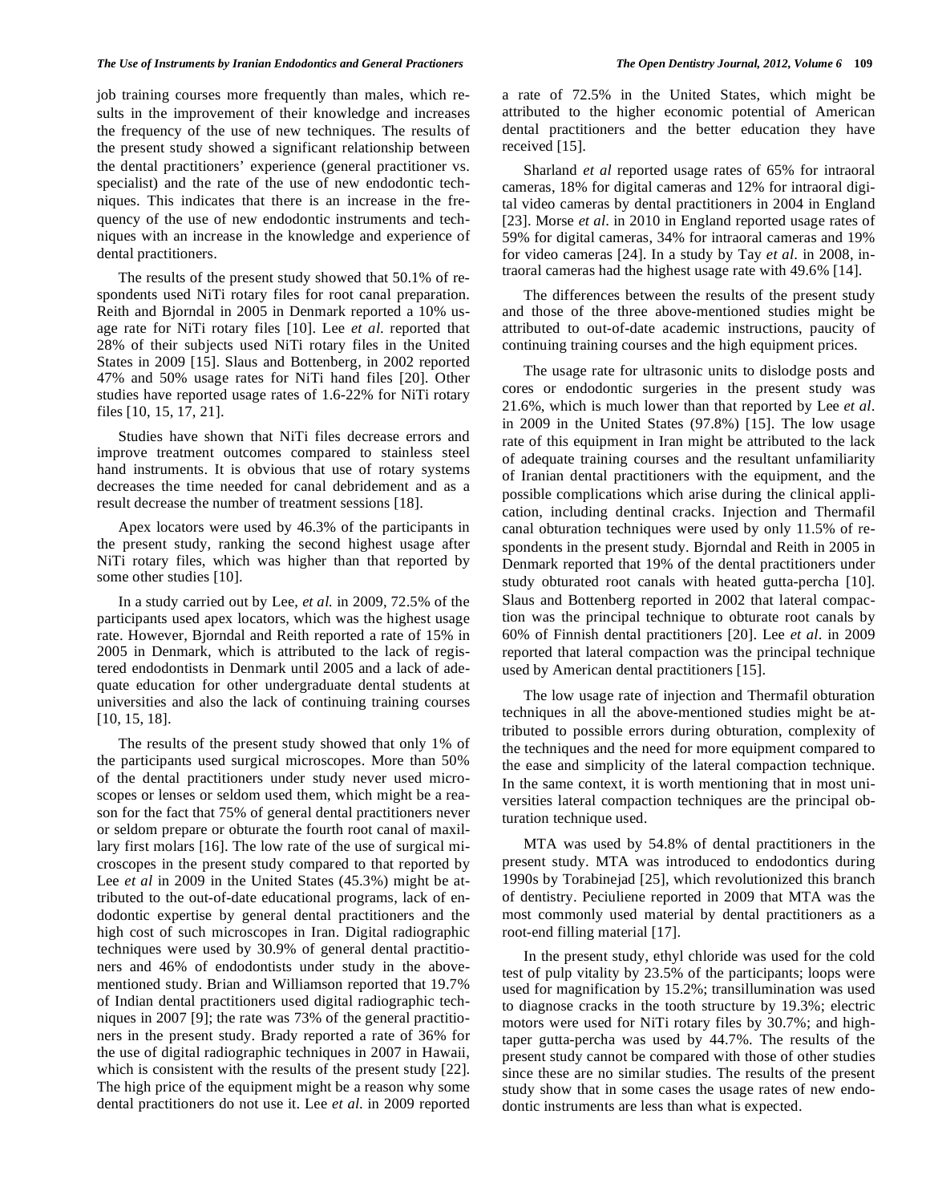job training courses more frequently than males, which results in the improvement of their knowledge and increases the frequency of the use of new techniques. The results of the present study showed a significant relationship between the dental practitioners' experience (general practitioner vs. specialist) and the rate of the use of new endodontic techniques. This indicates that there is an increase in the frequency of the use of new endodontic instruments and techniques with an increase in the knowledge and experience of dental practitioners.

The results of the present study showed that 50.1% of respondents used NiTi rotary files for root canal preparation. Reith and Bjorndal in 2005 in Denmark reported a 10% usage rate for NiTi rotary files [10]. Lee *et al.* reported that 28% of their subjects used NiTi rotary files in the United States in 2009 [15]. Slaus and Bottenberg, in 2002 reported 47% and 50% usage rates for NiTi hand files [20]. Other studies have reported usage rates of 1.6-22% for NiTi rotary files [10, 15, 17, 21].

Studies have shown that NiTi files decrease errors and improve treatment outcomes compared to stainless steel hand instruments. It is obvious that use of rotary systems decreases the time needed for canal debridement and as a result decrease the number of treatment sessions [18].

Apex locators were used by 46.3% of the participants in the present study, ranking the second highest usage after NiTi rotary files, which was higher than that reported by some other studies [10].

In a study carried out by Lee, *et al.* in 2009, 72.5% of the participants used apex locators, which was the highest usage rate. However, Bjorndal and Reith reported a rate of 15% in 2005 in Denmark, which is attributed to the lack of registered endodontists in Denmark until 2005 and a lack of adequate education for other undergraduate dental students at universities and also the lack of continuing training courses [10, 15, 18].

The results of the present study showed that only 1% of the participants used surgical microscopes. More than 50% of the dental practitioners under study never used microscopes or lenses or seldom used them, which might be a reason for the fact that 75% of general dental practitioners never or seldom prepare or obturate the fourth root canal of maxillary first molars [16]. The low rate of the use of surgical microscopes in the present study compared to that reported by Lee *et al* in 2009 in the United States (45.3%) might be attributed to the out-of-date educational programs, lack of endodontic expertise by general dental practitioners and the high cost of such microscopes in Iran. Digital radiographic techniques were used by 30.9% of general dental practitioners and 46% of endodontists under study in the above-mentioned study. Brian and Williamson reported that 19.7% of Indian dental practitioners used digital radiographic techniques in 2007 [9]; the rate was 73% of the general practitioners in the present study. Brady reported a rate of 36% for the use of digital radiographic techniques in 2007 in Hawaii, which is consistent with the results of the present study [22]. The high price of the equipment might be a reason why some dental practitioners do not use it. Lee *et al.* in 2009 reported a rate of 72.5% in the United States, which might be attributed to the higher economic potential of American dental practitioners and the better education they have received [15].

Sharland *et al* reported usage rates of 65% for intraoral cameras, 18% for digital cameras and 12% for intraoral digital video cameras by dental practitioners in 2004 in England [23]. Morse *et al*. in 2010 in England reported usage rates of 59% for digital cameras, 34% for intraoral cameras and 19% for video cameras [24]. In a study by Tay *et al*. in 2008, intraoral cameras had the highest usage rate with 49.6% [14].

The differences between the results of the present study and those of the three above-mentioned studies might be attributed to out-of-date academic instructions, paucity of continuing training courses and the high equipment prices.

The usage rate for ultrasonic units to dislodge posts and cores or endodontic surgeries in the present study was 21.6%, which is much lower than that reported by Lee *et al*. in 2009 in the United States (97.8%) [15]. The low usage rate of this equipment in Iran might be attributed to the lack of adequate training courses and the resultant unfamiliarity of Iranian dental practitioners with the equipment, and the possible complications which arise during the clinical application, including dentinal cracks. Injection and Thermafil canal obturation techniques were used by only 11.5% of respondents in the present study. Bjorndal and Reith in 2005 in Denmark reported that 19% of the dental practitioners under study obturated root canals with heated gutta-percha [10]. Slaus and Bottenberg reported in 2002 that lateral compaction was the principal technique to obturate root canals by 60% of Finnish dental practitioners [20]. Lee *et al*. in 2009 reported that lateral compaction was the principal technique used by American dental practitioners [15].

The low usage rate of injection and Thermafil obturation techniques in all the above-mentioned studies might be attributed to possible errors during obturation, complexity of the techniques and the need for more equipment compared to the ease and simplicity of the lateral compaction technique. In the same context, it is worth mentioning that in most universities lateral compaction techniques are the principal obturation technique used.

MTA was used by 54.8% of dental practitioners in the present study. MTA was introduced to endodontics during 1990s by Torabinejad [25], which revolutionized this branch of dentistry. Peciuliene reported in 2009 that MTA was the most commonly used material by dental practitioners as a root-end filling material [17].

In the present study, ethyl chloride was used for the cold test of pulp vitality by 23.5% of the participants; loops were used for magnification by 15.2%; transillumination was used to diagnose cracks in the tooth structure by 19.3%; electric motors were used for NiTi rotary files by 30.7%; and high-taper gutta-percha was used by 44.7%. The results of the present study cannot be compared with those of other studies since these are no similar studies. The results of the present study show that in some cases the usage rates of new endodontic instruments are less than what is expected.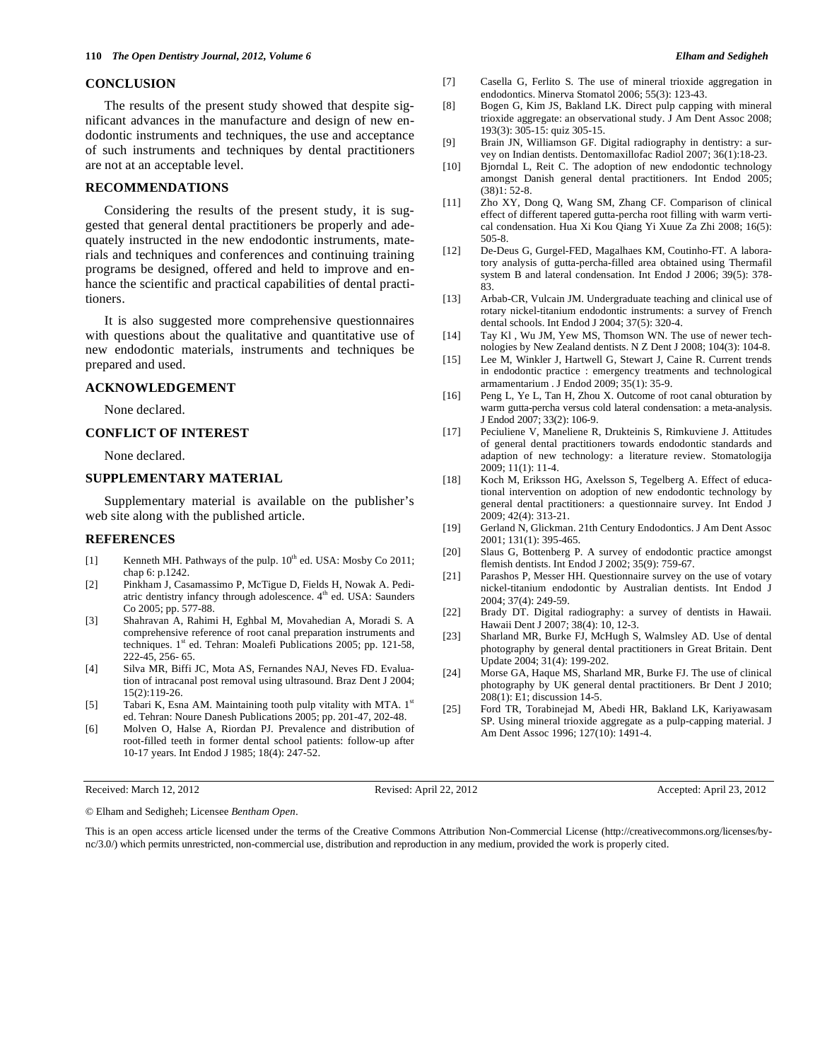## CONCLUSION

The results of the present study showed that despite significant advances in the manufacture and design of new endodontic instruments and techniques, the use and acceptance of such instruments and techniques by dental practitioners are not at an acceptable level.

## RECOMMENDATIONS

Considering the results of the present study, it is suggested that general dental practitioners be properly and adequately instructed in the new endodontic instruments, materials and techniques and conferences and continuing training programs be designed, offered and held to improve and enhance the scientific and practical capabilities of dental practitioners.

It is also suggested more comprehensive questionnaires with questions about the qualitative and quantitative use of new endodontic materials, instruments and techniques be prepared and used.

## ACKNOWLEDGEMENT

None declared.

## CONFLICT OF INTEREST

None declared.

## SUPPLEMENTARY MATERIAL

Supplementary material is available on the publisher's web site along with the published article.

## REFERENCES

[1] Kenneth MH. Pathways of the pulp. 10th ed. USA: Mosby Co 2011; chap 6: p.1242.

[2] Pinkham J, Casamassimo P, McTigue D, Fields H, Nowak A. Pediatric dentistry infancy through adolescence. 4th ed. USA: Saunders Co 2005; pp. 577-88.

[3] Shahravan A, Rahimi H, Eghbal M, Movahedian A, Moradi S. A comprehensive reference of root canal preparation instruments and techniques. 1st ed. Tehran: Moalefi Publications 2005; pp. 121-58, 222-45, 256- 65.

[4] Silva MR, Biffi JC, Mota AS, Fernandes NAJ, Neves FD. Evaluation of intracanal post removal using ultrasound. Braz Dent J 2004; 15(2):119-26.

[5] Tabari K, Esna AM. Maintaining tooth pulp vitality with MTA. 1st ed. Tehran: Noure Danesh Publications 2005; pp. 201-47, 202-48.

[6] Molven O, Halse A, Riordan PJ. Prevalence and distribution of root-filled teeth in former dental school patients: follow-up after 10-17 years. Int Endod J 1985; 18(4): 247-52.

[7] Casella G, Ferlito S. The use of mineral trioxide aggregation in endodontics. Minerva Stomatol 2006; 55(3): 123-43.

[8] Bogen G, Kim JS, Bakland LK. Direct pulp capping with mineral trioxide aggregate: an observational study. J Am Dent Assoc 2008; 193(3): 305-15: quiz 305-15.

[9] Brain JN, Williamson GF. Digital radiography in dentistry: a survey on Indian dentists. Dentomaxillofac Radiol 2007; 36(1):18-23.

[10] Bjorndal L, Reit C. The adoption of new endodontic technology amongst Danish general dental practitioners. Int Endod 2005; (38)1: 52-8.

[11] Zho XY, Dong Q, Wang SM, Zhang CF. Comparison of clinical effect of different tapered gutta-percha root filling with warm vertical condensation. Hua Xi Kou Qiang Yi Xuue Za Zhi 2008; 16(5): 505-8.

[12] De-Deus G, Gurgel-FED, Magalhaes KM, Coutinho-FT. A laboratory analysis of gutta-percha-filled area obtained using Thermafil system B and lateral condensation. Int Endod J 2006; 39(5): 378-83.

[13] Arbab-CR, Vulcain JM. Undergraduate teaching and clinical use of rotary nickel-titanium endodontic instruments: a survey of French dental schools. Int Endod J 2004; 37(5): 320-4.

[14] Tay Kl , Wu JM, Yew MS, Thomson WN. The use of newer technologies by New Zealand dentists. N Z Dent J 2008; 104(3): 104-8.

[15] Lee M, Winkler J, Hartwell G, Stewart J, Caine R. Current trends in endodontic practice : emergency treatments and technological armamentarium . J Endod 2009; 35(1): 35-9.

[16] Peng L, Ye L, Tan H, Zhou X. Outcome of root canal obturation by warm gutta-percha versus cold lateral condensation: a meta-analysis. J Endod 2007; 33(2): 106-9.

[17] Peciuliene V, Maneliene R, Drukteinis S, Rimkuviene J. Attitudes of general dental practitioners towards endodontic standards and adaption of new technology: a literature review. Stomatologija 2009; 11(1): 11-4.

[18] Koch M, Eriksson HG, Axelsson S, Tegelberg A. Effect of educational intervention on adoption of new endodontic technology by general dental practitioners: a questionnaire survey. Int Endod J 2009; 42(4): 313-21.

[19] Gerland N, Glickman. 21th Century Endodontics. J Am Dent Assoc 2001; 131(1): 395-465.

[20] Slaus G, Bottenberg P. A survey of endodontic practice amongst flemish dentists. Int Endod J 2002; 35(9): 759-67.

[21] Parashos P, Messer HH. Questionnaire survey on the use of votary nickel-titanium endodontic by Australian dentists. Int Endod J 2004; 37(4): 249-59.

[22] Brady DT. Digital radiography: a survey of dentists in Hawaii. Hawaii Dent J 2007; 38(4): 10, 12-3.

[23] Sharland MR, Burke FJ, McHugh S, Walmsley AD. Use of dental photography by general dental practitioners in Great Britain. Dent Update 2004; 31(4): 199-202.

[24] Morse GA, Haque MS, Sharland MR, Burke FJ. The use of clinical photography by UK general dental practitioners. Br Dent J 2010; 208(1): E1; discussion 14-5.

[25] Ford TR, Torabinejad M, Abedi HR, Bakland LK, Kariyawasam SP. Using mineral trioxide aggregate as a pulp-capping material. J Am Dent Assoc 1996; 127(10): 1491-4.

Received: March 12, 2012 Revised: April 22, 2012 Accepted: April 23, 2012

© Elham and Sedigheh; Licensee *Bentham Open*.

This is an open access article licensed under the terms of the Creative Commons Attribution Non-Commercial License (http://creativecommons.org/licenses/by-nc/3.0/) which permits unrestricted, non-commercial use, distribution and reproduction in any medium, provided the work is properly cited.